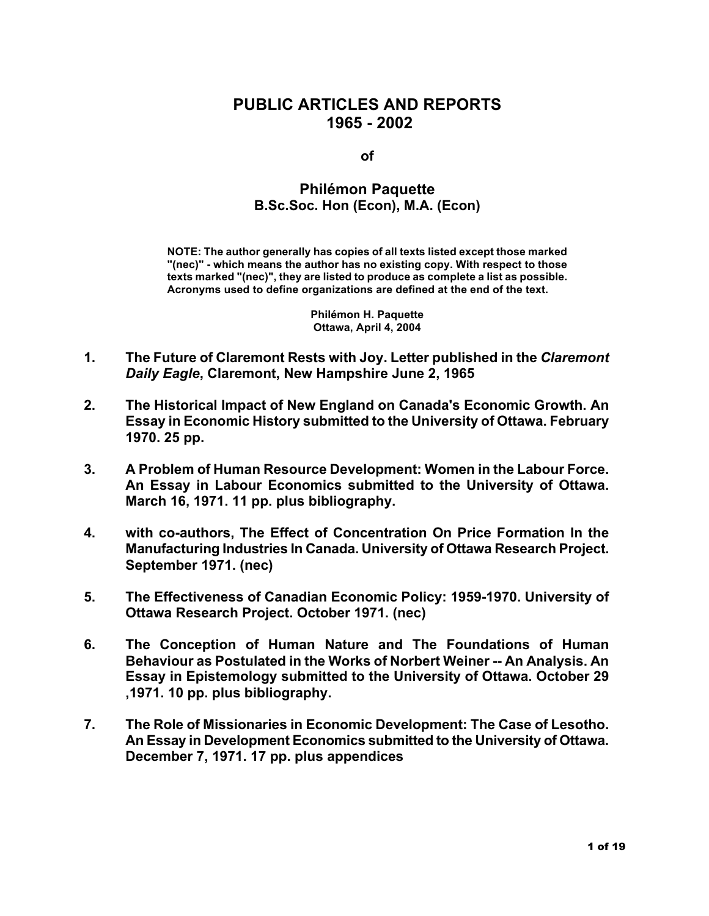# PUBLIC ARTICLES AND REPORTS
# 1965 - 2002

**of**

## Philémon Paquette
**B.Sc.Soc. Hon (Econ), M.A. (Econ)**

**NOTE: The author generally has copies of all texts listed except those marked "(nec)" - which means the author has no existing copy. With respect to those texts marked "(nec)", they are listed to produce as complete a list as possible. Acronyms used to define organizations are defined at the end of the text.**

**Philémon H. Paquette**
**Ottawa, April 4, 2004**

1. **The Future of Claremont Rests with Joy. Letter published in the *Claremont Daily Eagle*, Claremont, New Hampshire June 2, 1965**

2. **The Historical Impact of New England on Canada's Economic Growth. An Essay in Economic History submitted to the University of Ottawa. February 1970. 25 pp.**

3. **A Problem of Human Resource Development: Women in the Labour Force. An Essay in Labour Economics submitted to the University of Ottawa. March 16, 1971. 11 pp. plus bibliography.**

4. **with co-authors, The Effect of Concentration On Price Formation In the Manufacturing Industries In Canada. University of Ottawa Research Project. September 1971. (nec)**

5. **The Effectiveness of Canadian Economic Policy: 1959-1970. University of Ottawa Research Project. October 1971. (nec)**

6. **The Conception of Human Nature and The Foundations of Human Behaviour as Postulated in the Works of Norbert Weiner -- An Analysis. An Essay in Epistemology submitted to the University of Ottawa. October 29 ,1971. 10 pp. plus bibliography.**

7. **The Role of Missionaries in Economic Development: The Case of Lesotho. An Essay in Development Economics submitted to the University of Ottawa. December 7, 1971. 17 pp. plus appendices**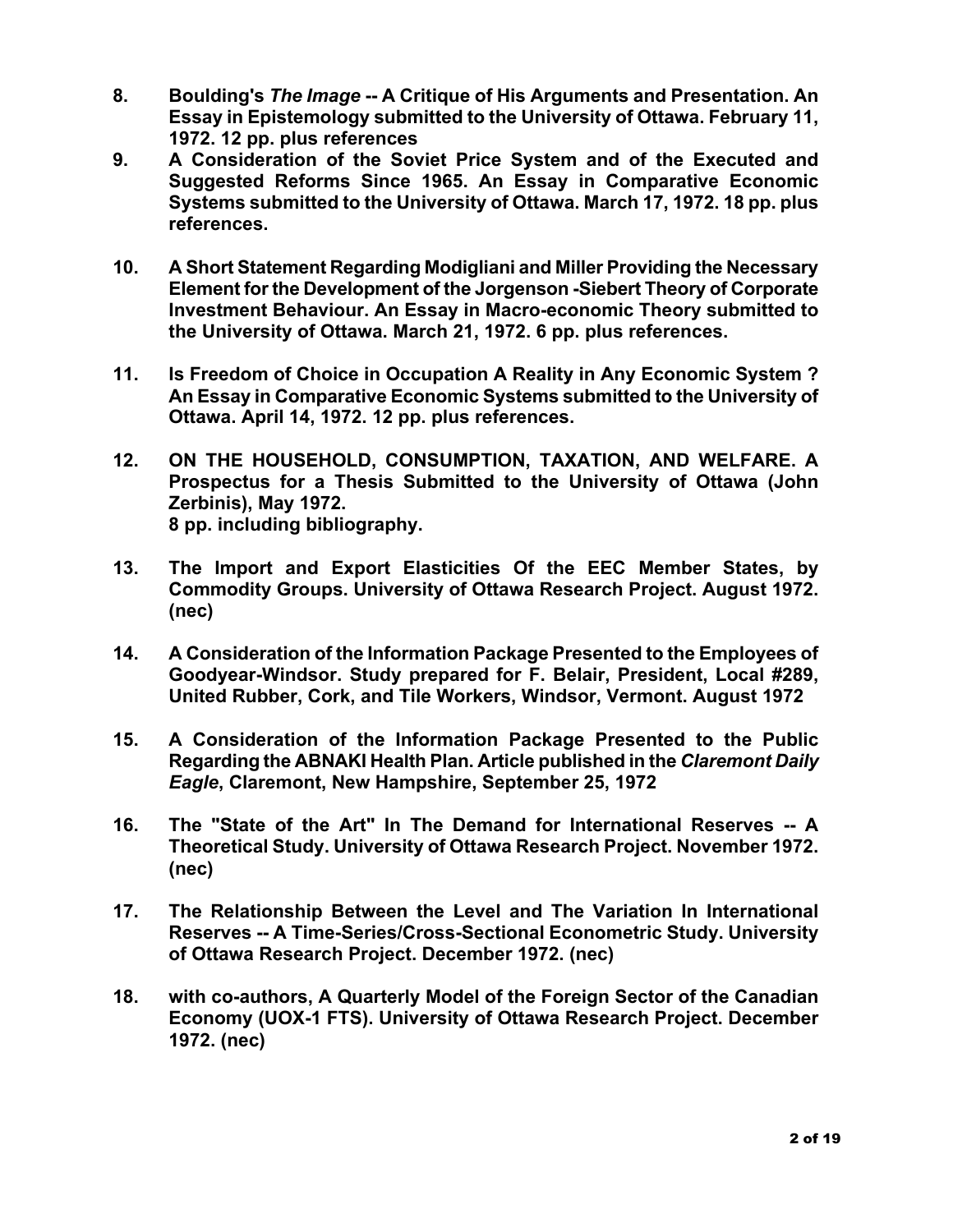8. **Boulding's *The Image* -- A Critique of His Arguments and Presentation. An Essay in Epistemology submitted to the University of Ottawa. February 11, 1972. 12 pp. plus references**

9. **A Consideration of the Soviet Price System and of the Executed and Suggested Reforms Since 1965. An Essay in Comparative Economic Systems submitted to the University of Ottawa. March 17, 1972. 18 pp. plus references.**

10. **A Short Statement Regarding Modigliani and Miller Providing the Necessary Element for the Development of the Jorgenson -Siebert Theory of Corporate Investment Behaviour. An Essay in Macro-economic Theory submitted to the University of Ottawa. March 21, 1972. 6 pp. plus references.**

11. **Is Freedom of Choice in Occupation A Reality in Any Economic System ? An Essay in Comparative Economic Systems submitted to the University of Ottawa. April 14, 1972. 12 pp. plus references.**

12. **ON THE HOUSEHOLD, CONSUMPTION, TAXATION, AND WELFARE. A Prospectus for a Thesis Submitted to the University of Ottawa (John Zerbinis), May 1972.
    8 pp. including bibliography.**

13. **The Import and Export Elasticities Of the EEC Member States, by Commodity Groups. University of Ottawa Research Project. August 1972. (nec)**

14. **A Consideration of the Information Package Presented to the Employees of Goodyear-Windsor. Study prepared for F. Belair, President, Local #289, United Rubber, Cork, and Tile Workers, Windsor, Vermont. August 1972**

15. **A Consideration of the Information Package Presented to the Public Regarding the ABNAKI Health Plan. Article published in the *Claremont Daily Eagle*, Claremont, New Hampshire, September 25, 1972**

16. **The "State of the Art" In The Demand for International Reserves -- A Theoretical Study. University of Ottawa Research Project. November 1972. (nec)**

17. **The Relationship Between the Level and The Variation In International Reserves -- A Time-Series/Cross-Sectional Econometric Study. University of Ottawa Research Project. December 1972. (nec)**

18. **with co-authors, A Quarterly Model of the Foreign Sector of the Canadian Economy (UOX-1 FTS). University of Ottawa Research Project. December 1972. (nec)**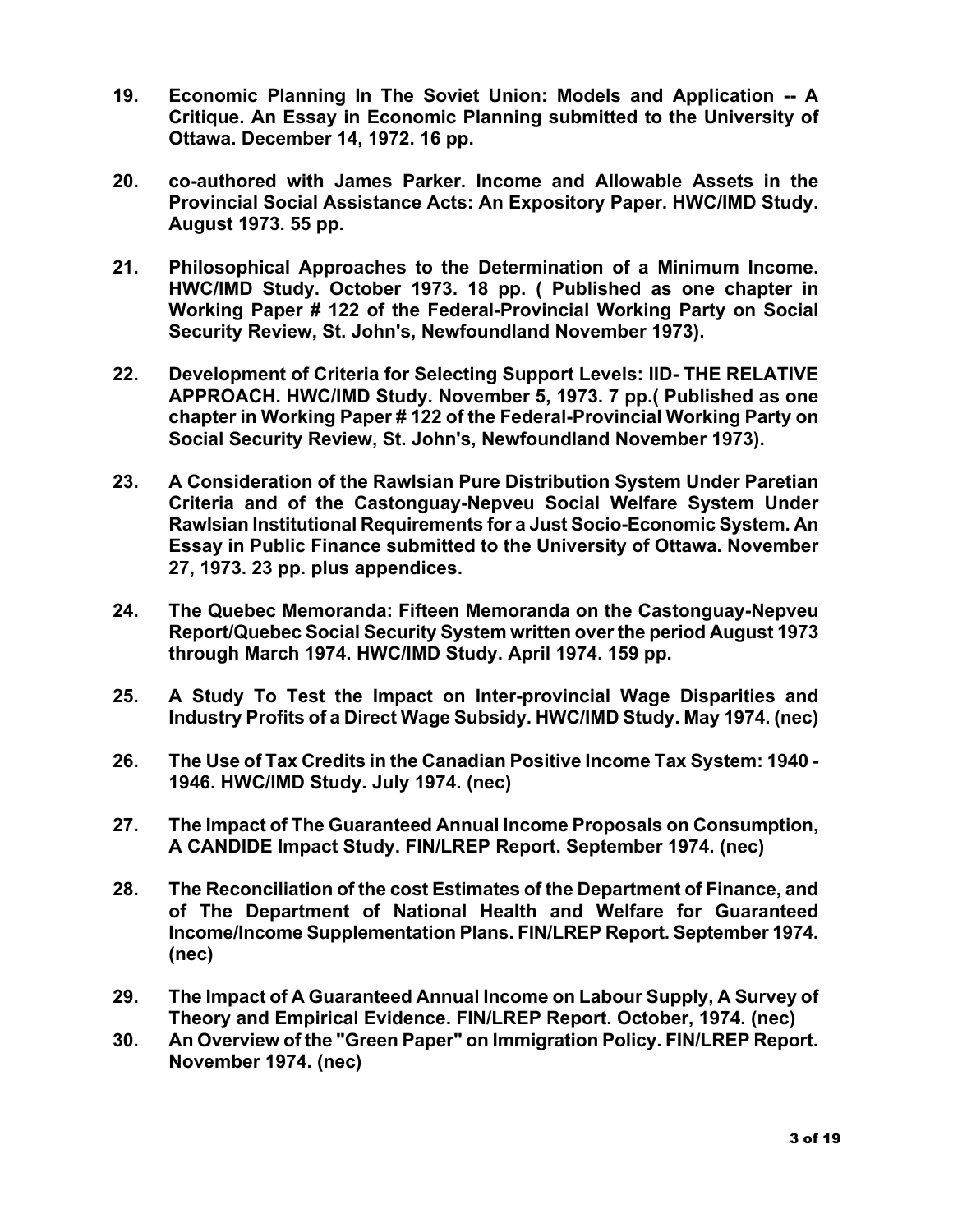19. **Economic Planning In The Soviet Union: Models and Application -- A Critique. An Essay in Economic Planning submitted to the University of Ottawa. December 14, 1972. 16 pp.**

20. **co-authored with James Parker. Income and Allowable Assets in the Provincial Social Assistance Acts: An Expository Paper. HWC/IMD Study. August 1973. 55 pp.**

21. **Philosophical Approaches to the Determination of a Minimum Income. HWC/IMD Study. October 1973. 18 pp. ( Published as one chapter in Working Paper # 122 of the Federal-Provincial Working Party on Social Security Review, St. John's, Newfoundland November 1973).**

22. **Development of Criteria for Selecting Support Levels: IID- THE RELATIVE APPROACH. HWC/IMD Study. November 5, 1973. 7 pp.( Published as one chapter in Working Paper # 122 of the Federal-Provincial Working Party on Social Security Review, St. John's, Newfoundland November 1973).**

23. **A Consideration of the Rawlsian Pure Distribution System Under Paretian Criteria and of the Castonguay-Nepveu Social Welfare System Under Rawlsian Institutional Requirements for a Just Socio-Economic System. An Essay in Public Finance submitted to the University of Ottawa. November 27, 1973. 23 pp. plus appendices.**

24. **The Quebec Memoranda: Fifteen Memoranda on the Castonguay-Nepveu Report/Quebec Social Security System written over the period August 1973 through March 1974. HWC/IMD Study. April 1974. 159 pp.**

25. **A Study To Test the Impact on Inter-provincial Wage Disparities and Industry Profits of a Direct Wage Subsidy. HWC/IMD Study. May 1974. (nec)**

26. **The Use of Tax Credits in the Canadian Positive Income Tax System: 1940 - 1946. HWC/IMD Study. July 1974. (nec)**

27. **The Impact of The Guaranteed Annual Income Proposals on Consumption, A CANDIDE Impact Study. FIN/LREP Report. September 1974. (nec)**

28. **The Reconciliation of the cost Estimates of the Department of Finance, and of The Department of National Health and Welfare for Guaranteed Income/Income Supplementation Plans. FIN/LREP Report. September 1974. (nec)**

29. **The Impact of A Guaranteed Annual Income on Labour Supply, A Survey of Theory and Empirical Evidence. FIN/LREP Report. October, 1974. (nec)**

30. **An Overview of the "Green Paper" on Immigration Policy. FIN/LREP Report. November 1974. (nec)**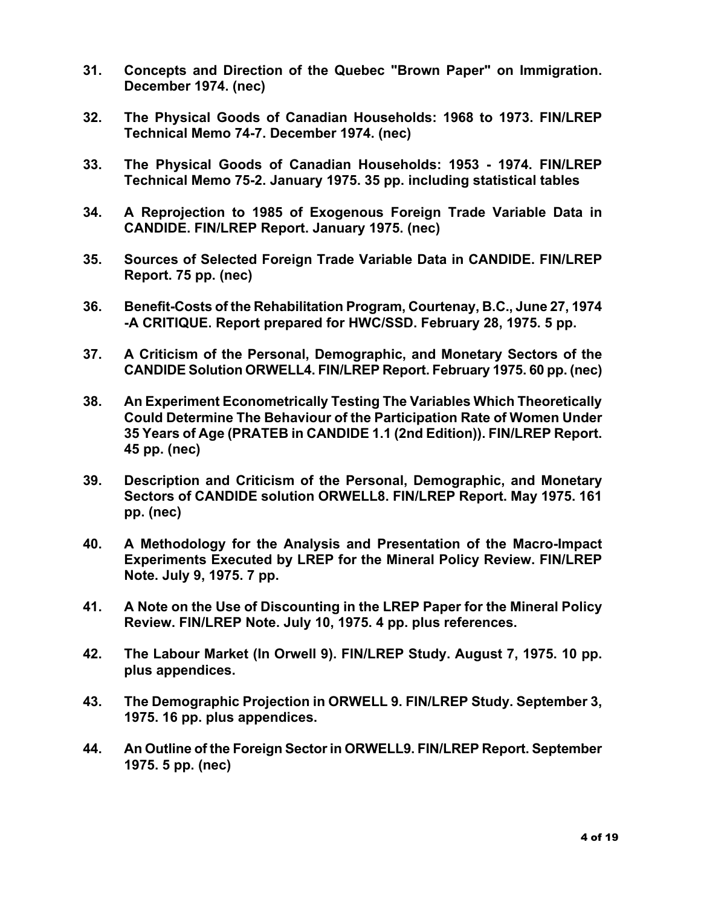31. **Concepts and Direction of the Quebec "Brown Paper" on Immigration. December 1974. (nec)**

32. **The Physical Goods of Canadian Households: 1968 to 1973. FIN/LREP Technical Memo 74-7. December 1974. (nec)**

33. **The Physical Goods of Canadian Households: 1953 - 1974. FIN/LREP Technical Memo 75-2. January 1975. 35 pp. including statistical tables**

34. **A Reprojection to 1985 of Exogenous Foreign Trade Variable Data in CANDIDE. FIN/LREP Report. January 1975. (nec)**

35. **Sources of Selected Foreign Trade Variable Data in CANDIDE. FIN/LREP Report. 75 pp. (nec)**

36. **Benefit-Costs of the Rehabilitation Program, Courtenay, B.C., June 27, 1974 -A CRITIQUE. Report prepared for HWC/SSD. February 28, 1975. 5 pp.**

37. **A Criticism of the Personal, Demographic, and Monetary Sectors of the CANDIDE Solution ORWELL4. FIN/LREP Report. February 1975. 60 pp. (nec)**

38. **An Experiment Econometrically Testing The Variables Which Theoretically Could Determine The Behaviour of the Participation Rate of Women Under 35 Years of Age (PRATEB in CANDIDE 1.1 (2nd Edition)). FIN/LREP Report. 45 pp. (nec)**

39. **Description and Criticism of the Personal, Demographic, and Monetary Sectors of CANDIDE solution ORWELL8. FIN/LREP Report. May 1975. 161 pp. (nec)**

40. **A Methodology for the Analysis and Presentation of the Macro-Impact Experiments Executed by LREP for the Mineral Policy Review. FIN/LREP Note. July 9, 1975. 7 pp.**

41. **A Note on the Use of Discounting in the LREP Paper for the Mineral Policy Review. FIN/LREP Note. July 10, 1975. 4 pp. plus references.**

42. **The Labour Market (In Orwell 9). FIN/LREP Study. August 7, 1975. 10 pp. plus appendices.**

43. **The Demographic Projection in ORWELL 9. FIN/LREP Study. September 3, 1975. 16 pp. plus appendices.**

44. **An Outline of the Foreign Sector in ORWELL9. FIN/LREP Report. September 1975. 5 pp. (nec)**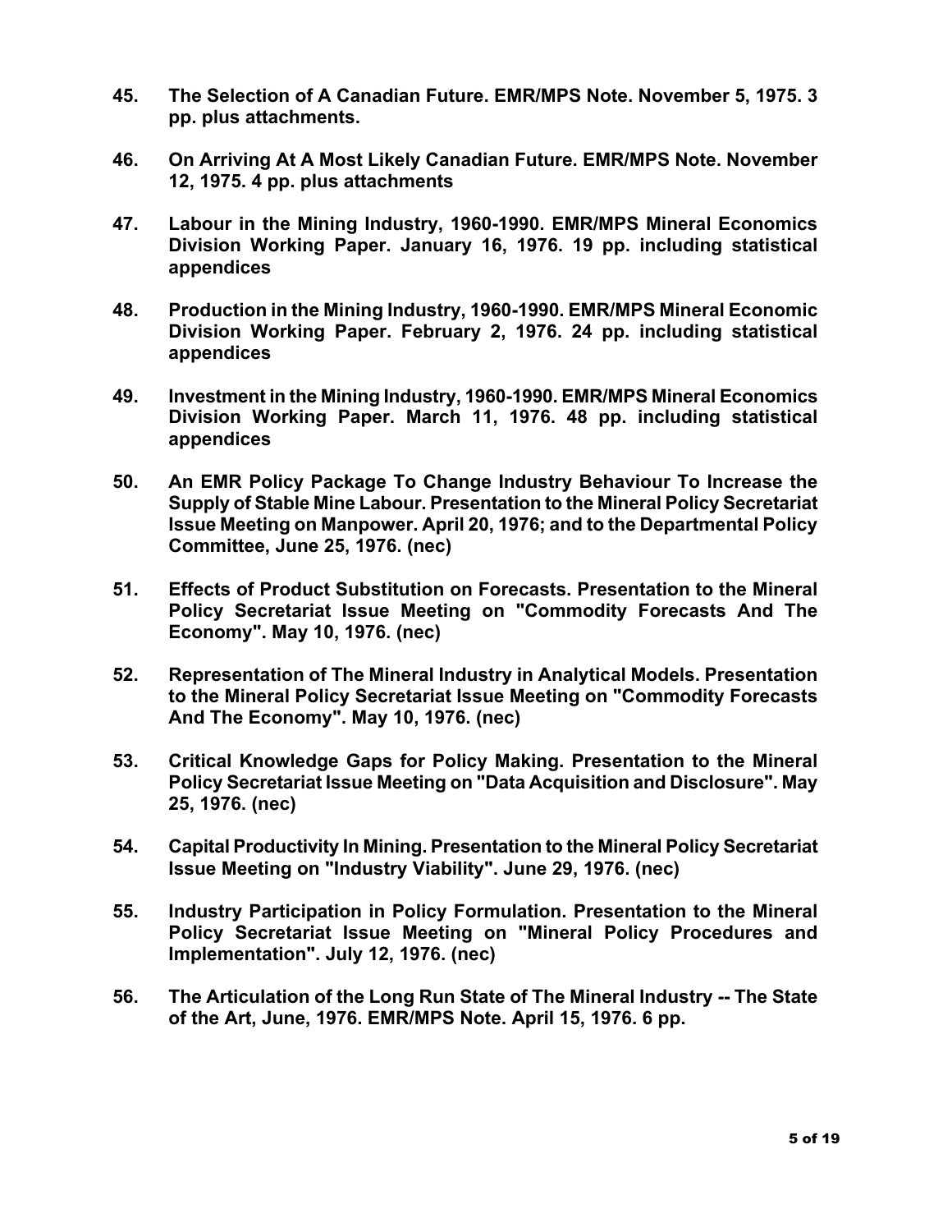**45. The Selection of A Canadian Future. EMR/MPS Note. November 5, 1975. 3 pp. plus attachments.**

**46. On Arriving At A Most Likely Canadian Future. EMR/MPS Note. November 12, 1975. 4 pp. plus attachments**

**47. Labour in the Mining Industry, 1960-1990. EMR/MPS Mineral Economics Division Working Paper. January 16, 1976. 19 pp. including statistical appendices**

**48. Production in the Mining Industry, 1960-1990. EMR/MPS Mineral Economic Division Working Paper. February 2, 1976. 24 pp. including statistical appendices**

**49. Investment in the Mining Industry, 1960-1990. EMR/MPS Mineral Economics Division Working Paper. March 11, 1976. 48 pp. including statistical appendices**

**50. An EMR Policy Package To Change Industry Behaviour To Increase the Supply of Stable Mine Labour. Presentation to the Mineral Policy Secretariat Issue Meeting on Manpower. April 20, 1976; and to the Departmental Policy Committee, June 25, 1976. (nec)**

**51. Effects of Product Substitution on Forecasts. Presentation to the Mineral Policy Secretariat Issue Meeting on "Commodity Forecasts And The Economy". May 10, 1976. (nec)**

**52. Representation of The Mineral Industry in Analytical Models. Presentation to the Mineral Policy Secretariat Issue Meeting on "Commodity Forecasts And The Economy". May 10, 1976. (nec)**

**53. Critical Knowledge Gaps for Policy Making. Presentation to the Mineral Policy Secretariat Issue Meeting on "Data Acquisition and Disclosure". May 25, 1976. (nec)**

**54. Capital Productivity In Mining. Presentation to the Mineral Policy Secretariat Issue Meeting on "Industry Viability". June 29, 1976. (nec)**

**55. Industry Participation in Policy Formulation. Presentation to the Mineral Policy Secretariat Issue Meeting on "Mineral Policy Procedures and Implementation". July 12, 1976. (nec)**

**56. The Articulation of the Long Run State of The Mineral Industry -- The State of the Art, June, 1976. EMR/MPS Note. April 15, 1976. 6 pp.**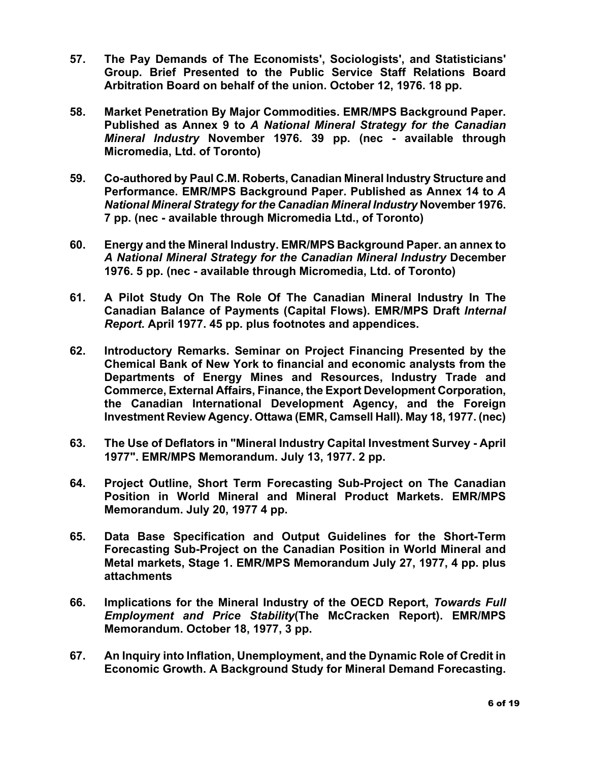**57. The Pay Demands of The Economists', Sociologists', and Statisticians' Group. Brief Presented to the Public Service Staff Relations Board Arbitration Board on behalf of the union. October 12, 1976. 18 pp.**

**58. Market Penetration By Major Commodities. EMR/MPS Background Paper. Published as Annex 9 to *A National Mineral Strategy for the Canadian Mineral Industry* November 1976. 39 pp. (nec - available through Micromedia, Ltd. of Toronto)**

**59. Co-authored by Paul C.M. Roberts, Canadian Mineral Industry Structure and Performance. EMR/MPS Background Paper. Published as Annex 14 to *A National Mineral Strategy for the Canadian Mineral Industry* November 1976. 7 pp. (nec - available through Micromedia Ltd., of Toronto)**

**60. Energy and the Mineral Industry. EMR/MPS Background Paper. an annex to *A National Mineral Strategy for the Canadian Mineral Industry* December 1976. 5 pp. (nec - available through Micromedia, Ltd. of Toronto)**

**61. A Pilot Study On The Role Of The Canadian Mineral Industry In The Canadian Balance of Payments (Capital Flows). EMR/MPS Draft *Internal Report*. April 1977. 45 pp. plus footnotes and appendices.**

**62. Introductory Remarks. Seminar on Project Financing Presented by the Chemical Bank of New York to financial and economic analysts from the Departments of Energy Mines and Resources, Industry Trade and Commerce, External Affairs, Finance, the Export Development Corporation, the Canadian International Development Agency, and the Foreign Investment Review Agency. Ottawa (EMR, Camsell Hall). May 18, 1977. (nec)**

**63. The Use of Deflators in "Mineral Industry Capital Investment Survey - April 1977". EMR/MPS Memorandum. July 13, 1977. 2 pp.**

**64. Project Outline, Short Term Forecasting Sub-Project on The Canadian Position in World Mineral and Mineral Product Markets. EMR/MPS Memorandum. July 20, 1977 4 pp.**

**65. Data Base Specification and Output Guidelines for the Short-Term Forecasting Sub-Project on the Canadian Position in World Mineral and Metal markets, Stage 1. EMR/MPS Memorandum July 27, 1977, 4 pp. plus attachments**

**66. Implications for the Mineral Industry of the OECD Report, *Towards Full Employment and Price Stability*(The McCracken Report). EMR/MPS Memorandum. October 18, 1977, 3 pp.**

**67. An Inquiry into Inflation, Unemployment, and the Dynamic Role of Credit in Economic Growth. A Background Study for Mineral Demand Forecasting.**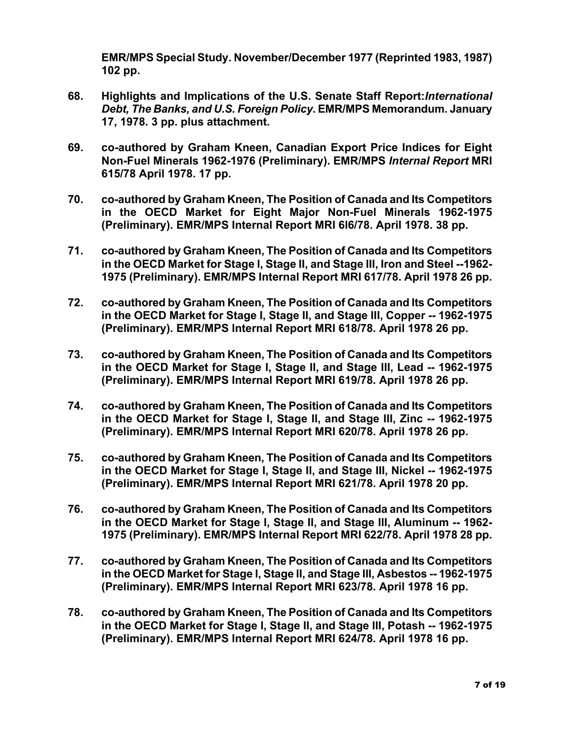**EMR/MPS Special Study. November/December 1977 (Reprinted 1983, 1987) 102 pp.**

68. **Highlights and Implications of the U.S. Senate Staff Report:*International Debt, The Banks, and U.S. Foreign Policy*. EMR/MPS Memorandum. January 17, 1978. 3 pp. plus attachment.**

69. **co-authored by Graham Kneen, Canadian Export Price Indices for Eight Non-Fuel Minerals 1962-1976 (Preliminary). EMR/MPS *Internal Report* MRI 615/78 April 1978. 17 pp.**

70. **co-authored by Graham Kneen, The Position of Canada and Its Competitors in the OECD Market for Eight Major Non-Fuel Minerals 1962-1975 (Preliminary). EMR/MPS Internal Report MRI 6I6/78. April 1978. 38 pp.**

71. **co-authored by Graham Kneen, The Position of Canada and Its Competitors in the OECD Market for Stage I, Stage II, and Stage III, Iron and Steel --1962-1975 (Preliminary). EMR/MPS Internal Report MRI 617/78. April 1978 26 pp.**

72. **co-authored by Graham Kneen, The Position of Canada and Its Competitors in the OECD Market for Stage I, Stage II, and Stage III, Copper -- 1962-1975 (Preliminary). EMR/MPS Internal Report MRI 618/78. April 1978 26 pp.**

73. **co-authored by Graham Kneen, The Position of Canada and Its Competitors in the OECD Market for Stage I, Stage II, and Stage III, Lead -- 1962-1975 (Preliminary). EMR/MPS Internal Report MRI 619/78. April 1978 26 pp.**

74. **co-authored by Graham Kneen, The Position of Canada and Its Competitors in the OECD Market for Stage I, Stage II, and Stage III, Zinc -- 1962-1975 (Preliminary). EMR/MPS Internal Report MRI 620/78. April 1978 26 pp.**

75. **co-authored by Graham Kneen, The Position of Canada and Its Competitors in the OECD Market for Stage I, Stage II, and Stage III, Nickel -- 1962-1975 (Preliminary). EMR/MPS Internal Report MRI 621/78. April 1978 20 pp.**

76. **co-authored by Graham Kneen, The Position of Canada and Its Competitors in the OECD Market for Stage I, Stage II, and Stage III, Aluminum -- 1962-1975 (Preliminary). EMR/MPS Internal Report MRI 622/78. April 1978 28 pp.**

77. **co-authored by Graham Kneen, The Position of Canada and Its Competitors in the OECD Market for Stage I, Stage II, and Stage III, Asbestos -- 1962-1975 (Preliminary). EMR/MPS Internal Report MRI 623/78. April 1978 16 pp.**

78. **co-authored by Graham Kneen, The Position of Canada and Its Competitors in the OECD Market for Stage I, Stage II, and Stage III, Potash -- 1962-1975 (Preliminary). EMR/MPS Internal Report MRI 624/78. April 1978 16 pp.**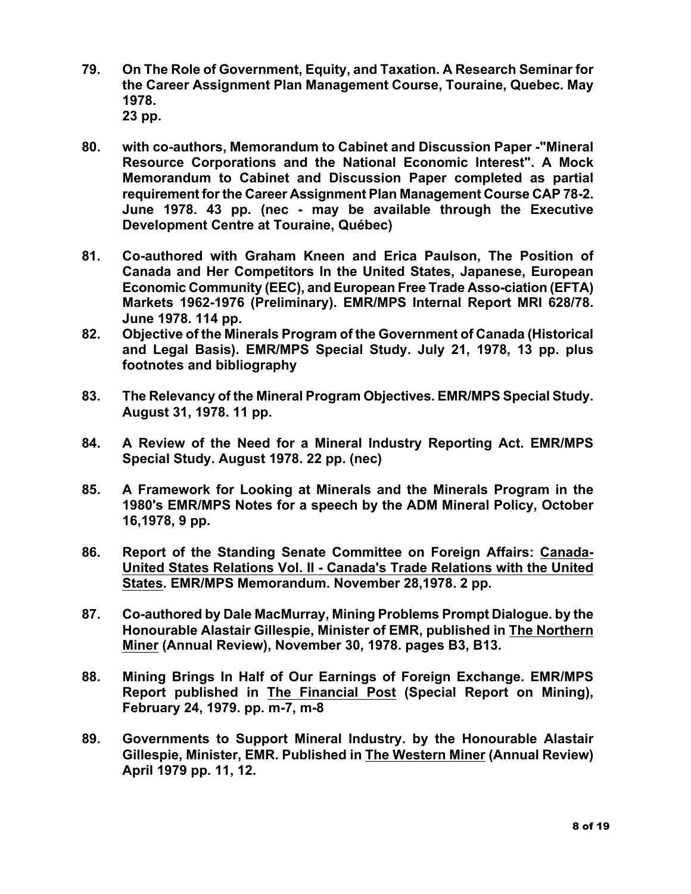79. **On The Role of Government, Equity, and Taxation. A Research Seminar for the Career Assignment Plan Management Course, Touraine, Quebec. May 1978.**
    **23 pp.**

80. **with co-authors, Memorandum to Cabinet and Discussion Paper -"Mineral Resource Corporations and the National Economic Interest". A Mock Memorandum to Cabinet and Discussion Paper completed as partial requirement for the Career Assignment Plan Management Course CAP 78-2. June 1978. 43 pp. (nec - may be available through the Executive Development Centre at Touraine, Québec)**

81. **Co-authored with Graham Kneen and Erica Paulson, The Position of Canada and Her Competitors In the United States, Japanese, European Economic Community (EEC), and European Free Trade Asso-ciation (EFTA) Markets 1962-1976 (Preliminary). EMR/MPS Internal Report MRI 628/78. June 1978. 114 pp.**

82. **Objective of the Minerals Program of the Government of Canada (Historical and Legal Basis). EMR/MPS Special Study. July 21, 1978, 13 pp. plus footnotes and bibliography**

83. **The Relevancy of the Mineral Program Objectives. EMR/MPS Special Study. August 31, 1978. 11 pp.**

84. **A Review of the Need for a Mineral Industry Reporting Act. EMR/MPS Special Study. August 1978. 22 pp. (nec)**

85. **A Framework for Looking at Minerals and the Minerals Program in the 1980's EMR/MPS Notes for a speech by the ADM Mineral Policy, October 16,1978, 9 pp.**

86. **Report of the Standing Senate Committee on Foreign Affairs: <u>Canada-United States Relations Vol. II - Canada's Trade Relations with the United States</u>. EMR/MPS Memorandum. November 28,1978. 2 pp.**

87. **Co-authored by Dale MacMurray, Mining Problems Prompt Dialogue. by the Honourable Alastair Gillespie, Minister of EMR, published in <u>The Northern Miner</u> (Annual Review), November 30, 1978. pages B3, B13.**

88. **Mining Brings In Half of Our Earnings of Foreign Exchange. EMR/MPS Report published in <u>The Financial Post</u> (Special Report on Mining), February 24, 1979. pp. m-7, m-8**

89. **Governments to Support Mineral Industry. by the Honourable Alastair Gillespie, Minister, EMR. Published in <u>The Western Miner</u> (Annual Review) April 1979 pp. 11, 12.**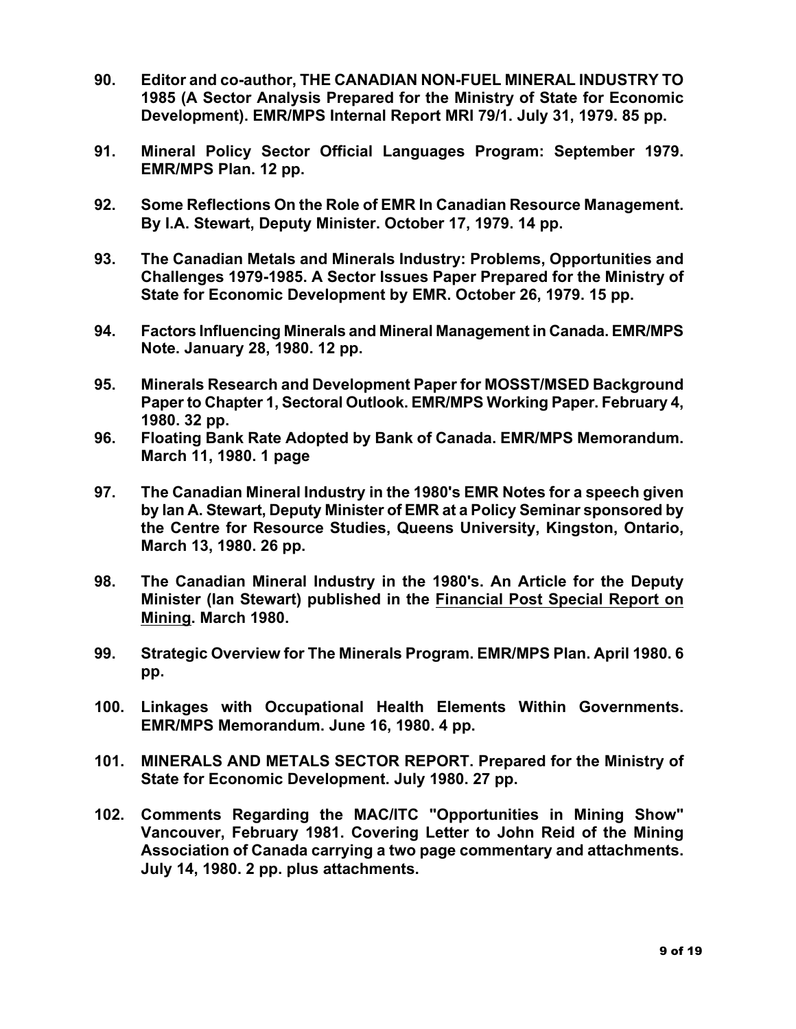**90. Editor and co-author, THE CANADIAN NON-FUEL MINERAL INDUSTRY TO 1985 (A Sector Analysis Prepared for the Ministry of State for Economic Development). EMR/MPS Internal Report MRI 79/1. July 31, 1979. 85 pp.**

**91. Mineral Policy Sector Official Languages Program: September 1979. EMR/MPS Plan. 12 pp.**

**92. Some Reflections On the Role of EMR In Canadian Resource Management. By I.A. Stewart, Deputy Minister. October 17, 1979. 14 pp.**

**93. The Canadian Metals and Minerals Industry: Problems, Opportunities and Challenges 1979-1985. A Sector Issues Paper Prepared for the Ministry of State for Economic Development by EMR. October 26, 1979. 15 pp.**

**94. Factors Influencing Minerals and Mineral Management in Canada. EMR/MPS Note. January 28, 1980. 12 pp.**

**95. Minerals Research and Development Paper for MOSST/MSED Background Paper to Chapter 1, Sectoral Outlook. EMR/MPS Working Paper. February 4, 1980. 32 pp.**

**96. Floating Bank Rate Adopted by Bank of Canada. EMR/MPS Memorandum. March 11, 1980. 1 page**

**97. The Canadian Mineral Industry in the 1980's EMR Notes for a speech given by Ian A. Stewart, Deputy Minister of EMR at a Policy Seminar sponsored by the Centre for Resource Studies, Queens University, Kingston, Ontario, March 13, 1980. 26 pp.**

**98. The Canadian Mineral Industry in the 1980's. An Article for the Deputy Minister (Ian Stewart) published in the <u>Financial Post Special Report on Mining</u>. March 1980.**

**99. Strategic Overview for The Minerals Program. EMR/MPS Plan. April 1980. 6 pp.**

**100. Linkages with Occupational Health Elements Within Governments. EMR/MPS Memorandum. June 16, 1980. 4 pp.**

**101. MINERALS AND METALS SECTOR REPORT. Prepared for the Ministry of State for Economic Development. July 1980. 27 pp.**

**102. Comments Regarding the MAC/ITC "Opportunities in Mining Show" Vancouver, February 1981. Covering Letter to John Reid of the Mining Association of Canada carrying a two page commentary and attachments. July 14, 1980. 2 pp. plus attachments.**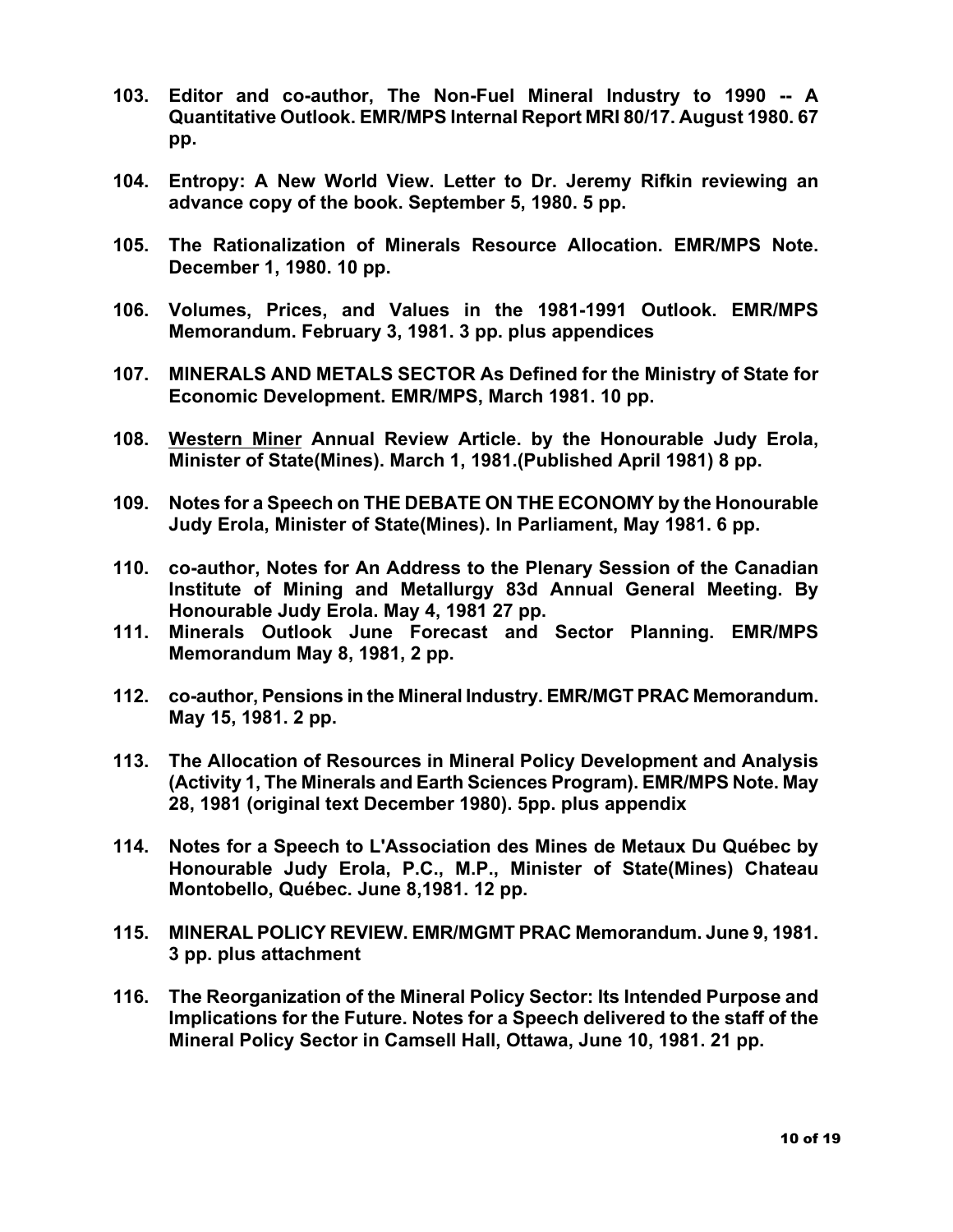**103. Editor and co-author, The Non-Fuel Mineral Industry to 1990 -- A Quantitative Outlook. EMR/MPS Internal Report MRI 80/17. August 1980. 67 pp.**

**104. Entropy: A New World View. Letter to Dr. Jeremy Rifkin reviewing an advance copy of the book. September 5, 1980. 5 pp.**

**105. The Rationalization of Minerals Resource Allocation. EMR/MPS Note. December 1, 1980. 10 pp.**

**106. Volumes, Prices, and Values in the 1981-1991 Outlook. EMR/MPS Memorandum. February 3, 1981. 3 pp. plus appendices**

**107. MINERALS AND METALS SECTOR As Defined for the Ministry of State for Economic Development. EMR/MPS, March 1981. 10 pp.**

**108. <u>Western Miner</u> Annual Review Article. by the Honourable Judy Erola, Minister of State(Mines). March 1, 1981.(Published April 1981) 8 pp.**

**109. Notes for a Speech on THE DEBATE ON THE ECONOMY by the Honourable Judy Erola, Minister of State(Mines). In Parliament, May 1981. 6 pp.**

**110. co-author, Notes for An Address to the Plenary Session of the Canadian Institute of Mining and Metallurgy 83d Annual General Meeting. By Honourable Judy Erola. May 4, 1981 27 pp.**

**111. Minerals Outlook June Forecast and Sector Planning. EMR/MPS Memorandum May 8, 1981, 2 pp.**

**112. co-author, Pensions in the Mineral Industry. EMR/MGT PRAC Memorandum. May 15, 1981. 2 pp.**

**113. The Allocation of Resources in Mineral Policy Development and Analysis (Activity 1, The Minerals and Earth Sciences Program). EMR/MPS Note. May 28, 1981 (original text December 1980). 5pp. plus appendix**

**114. Notes for a Speech to L'Association des Mines de Metaux Du Québec by Honourable Judy Erola, P.C., M.P., Minister of State(Mines) Chateau Montobello, Québec. June 8,1981. 12 pp.**

**115. MINERAL POLICY REVIEW. EMR/MGMT PRAC Memorandum. June 9, 1981. 3 pp. plus attachment**

**116. The Reorganization of the Mineral Policy Sector: Its Intended Purpose and Implications for the Future. Notes for a Speech delivered to the staff of the Mineral Policy Sector in Camsell Hall, Ottawa, June 10, 1981. 21 pp.**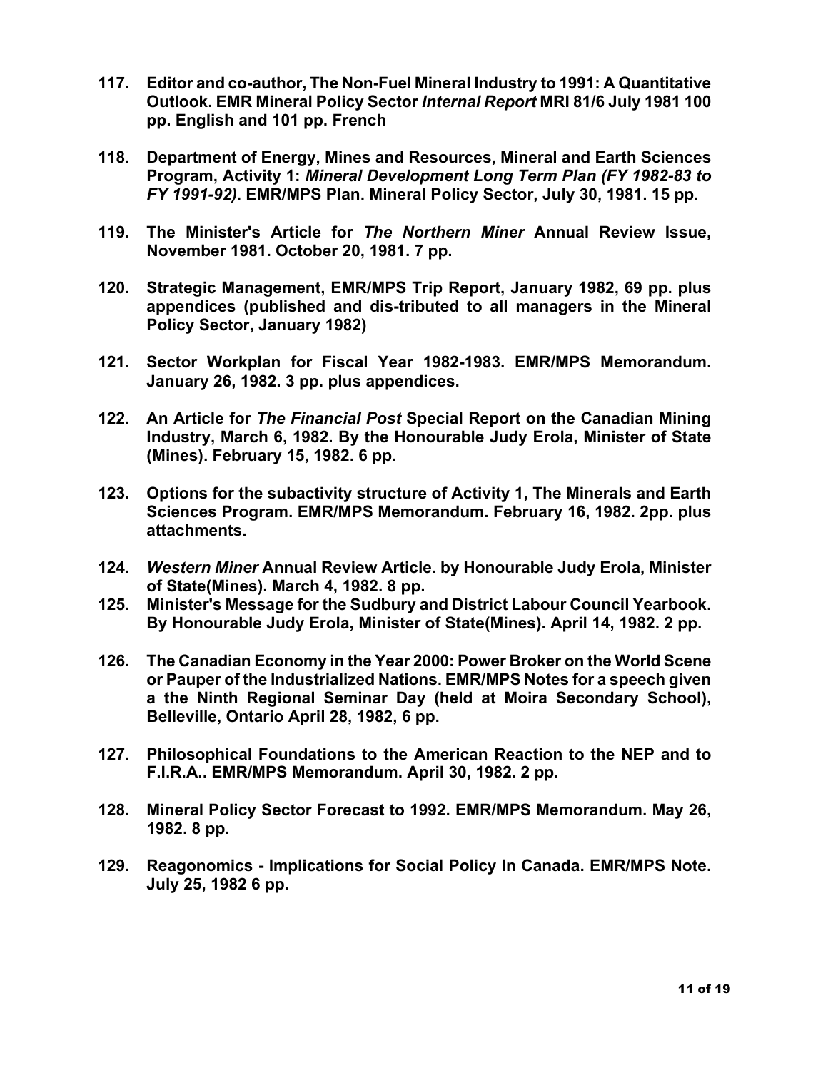**117. Editor and co-author, The Non-Fuel Mineral Industry to 1991: A Quantitative Outlook. EMR Mineral Policy Sector *Internal Report* MRI 81/6 July 1981 100 pp. English and 101 pp. French**

**118. Department of Energy, Mines and Resources, Mineral and Earth Sciences Program, Activity 1: *Mineral Development Long Term Plan (FY 1982-83 to FY 1991-92).* EMR/MPS Plan. Mineral Policy Sector, July 30, 1981. 15 pp.**

**119. The Minister's Article for *The Northern Miner* Annual Review Issue, November 1981. October 20, 1981. 7 pp.**

**120. Strategic Management, EMR/MPS Trip Report, January 1982, 69 pp. plus appendices (published and dis-tributed to all managers in the Mineral Policy Sector, January 1982)**

**121. Sector Workplan for Fiscal Year 1982-1983. EMR/MPS Memorandum. January 26, 1982. 3 pp. plus appendices.**

**122. An Article for *The Financial Post* Special Report on the Canadian Mining Industry, March 6, 1982. By the Honourable Judy Erola, Minister of State (Mines). February 15, 1982. 6 pp.**

**123. Options for the subactivity structure of Activity 1, The Minerals and Earth Sciences Program. EMR/MPS Memorandum. February 16, 1982. 2pp. plus attachments.**

**124. *Western Miner* Annual Review Article. by Honourable Judy Erola, Minister of State(Mines). March 4, 1982. 8 pp.**

**125. Minister's Message for the Sudbury and District Labour Council Yearbook. By Honourable Judy Erola, Minister of State(Mines). April 14, 1982. 2 pp.**

**126. The Canadian Economy in the Year 2000: Power Broker on the World Scene or Pauper of the Industrialized Nations. EMR/MPS Notes for a speech given a the Ninth Regional Seminar Day (held at Moira Secondary School), Belleville, Ontario April 28, 1982, 6 pp.**

**127. Philosophical Foundations to the American Reaction to the NEP and to F.I.R.A.. EMR/MPS Memorandum. April 30, 1982. 2 pp.**

**128. Mineral Policy Sector Forecast to 1992. EMR/MPS Memorandum. May 26, 1982. 8 pp.**

**129. Reagonomics - Implications for Social Policy In Canada. EMR/MPS Note. July 25, 1982 6 pp.**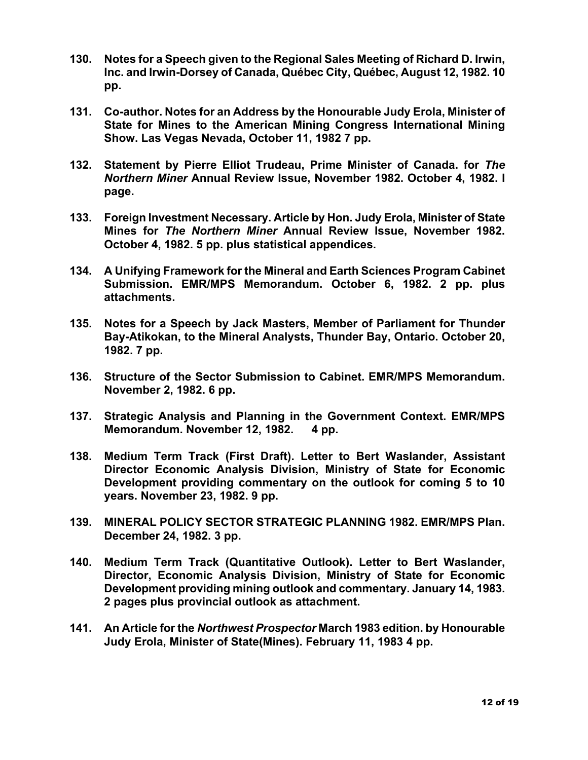**130. Notes for a Speech given to the Regional Sales Meeting of Richard D. Irwin, Inc. and Irwin-Dorsey of Canada, Québec City, Québec, August 12, 1982. 10 pp.**

**131. Co-author. Notes for an Address by the Honourable Judy Erola, Minister of State for Mines to the American Mining Congress International Mining Show. Las Vegas Nevada, October 11, 1982 7 pp.**

**132. Statement by Pierre Elliot Trudeau, Prime Minister of Canada. for *The Northern Miner* Annual Review Issue, November 1982. October 4, 1982. l page.**

**133. Foreign Investment Necessary. Article by Hon. Judy Erola, Minister of State Mines for *The Northern Miner* Annual Review Issue, November 1982. October 4, 1982. 5 pp. plus statistical appendices.**

**134. A Unifying Framework for the Mineral and Earth Sciences Program Cabinet Submission. EMR/MPS Memorandum. October 6, 1982. 2 pp. plus attachments.**

**135. Notes for a Speech by Jack Masters, Member of Parliament for Thunder Bay-Atikokan, to the Mineral Analysts, Thunder Bay, Ontario. October 20, 1982. 7 pp.**

**136. Structure of the Sector Submission to Cabinet. EMR/MPS Memorandum. November 2, 1982. 6 pp.**

**137. Strategic Analysis and Planning in the Government Context. EMR/MPS Memorandum. November 12, 1982. 4 pp.**

**138. Medium Term Track (First Draft). Letter to Bert Waslander, Assistant Director Economic Analysis Division, Ministry of State for Economic Development providing commentary on the outlook for coming 5 to 10 years. November 23, 1982. 9 pp.**

**139. MINERAL POLICY SECTOR STRATEGIC PLANNING 1982. EMR/MPS Plan. December 24, 1982. 3 pp.**

**140. Medium Term Track (Quantitative Outlook). Letter to Bert Waslander, Director, Economic Analysis Division, Ministry of State for Economic Development providing mining outlook and commentary. January 14, 1983. 2 pages plus provincial outlook as attachment.**

**141. An Article for the *Northwest Prospector* March 1983 edition. by Honourable Judy Erola, Minister of State(Mines). February 11, 1983 4 pp.**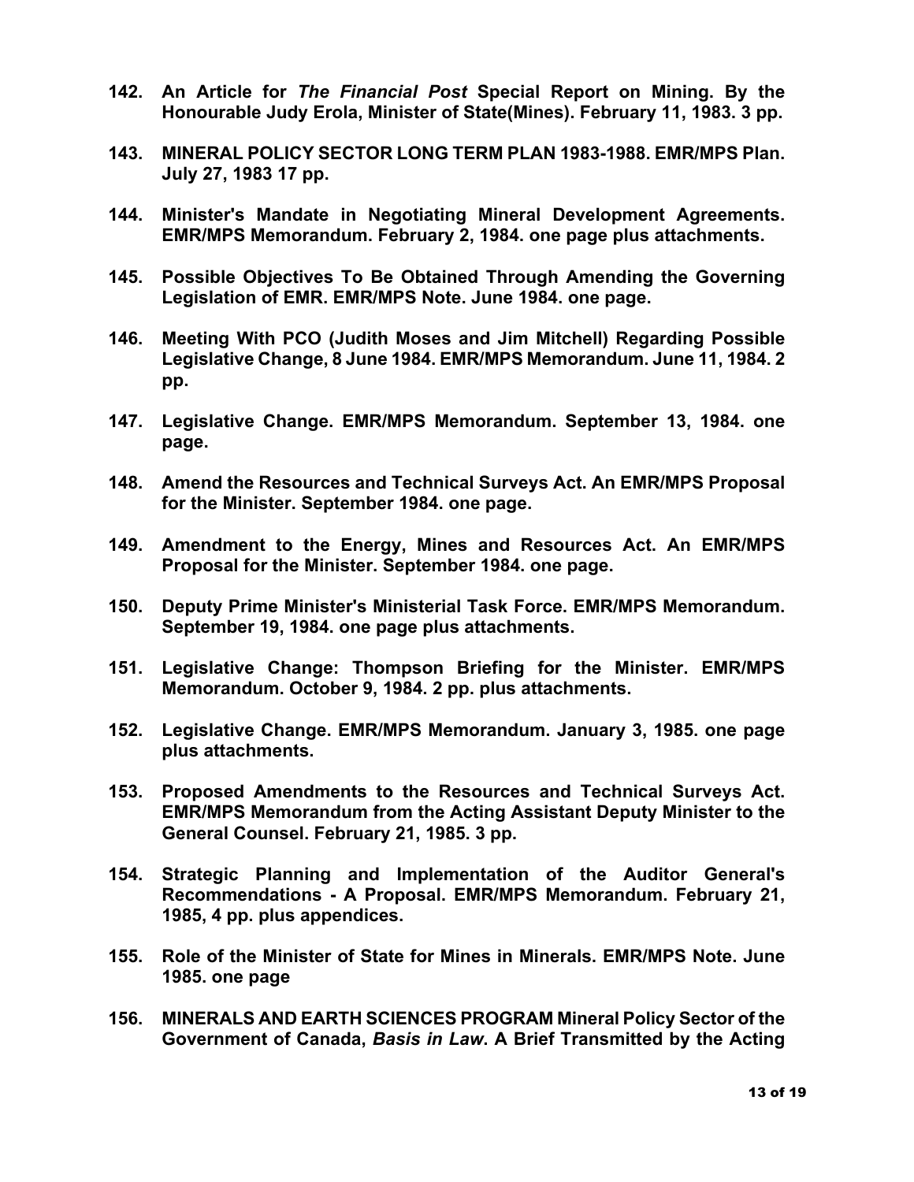**142. An Article for *The Financial Post* Special Report on Mining. By the Honourable Judy Erola, Minister of State(Mines). February 11, 1983. 3 pp.**

**143. MINERAL POLICY SECTOR LONG TERM PLAN 1983-1988. EMR/MPS Plan. July 27, 1983 17 pp.**

**144. Minister's Mandate in Negotiating Mineral Development Agreements. EMR/MPS Memorandum. February 2, 1984. one page plus attachments.**

**145. Possible Objectives To Be Obtained Through Amending the Governing Legislation of EMR. EMR/MPS Note. June 1984. one page.**

**146. Meeting With PCO (Judith Moses and Jim Mitchell) Regarding Possible Legislative Change, 8 June 1984. EMR/MPS Memorandum. June 11, 1984. 2 pp.**

**147. Legislative Change. EMR/MPS Memorandum. September 13, 1984. one page.**

**148. Amend the Resources and Technical Surveys Act. An EMR/MPS Proposal for the Minister. September 1984. one page.**

**149. Amendment to the Energy, Mines and Resources Act. An EMR/MPS Proposal for the Minister. September 1984. one page.**

**150. Deputy Prime Minister's Ministerial Task Force. EMR/MPS Memorandum. September 19, 1984. one page plus attachments.**

**151. Legislative Change: Thompson Briefing for the Minister. EMR/MPS Memorandum. October 9, 1984. 2 pp. plus attachments.**

**152. Legislative Change. EMR/MPS Memorandum. January 3, 1985. one page plus attachments.**

**153. Proposed Amendments to the Resources and Technical Surveys Act. EMR/MPS Memorandum from the Acting Assistant Deputy Minister to the General Counsel. February 21, 1985. 3 pp.**

**154. Strategic Planning and Implementation of the Auditor General's Recommendations - A Proposal. EMR/MPS Memorandum. February 21, 1985, 4 pp. plus appendices.**

**155. Role of the Minister of State for Mines in Minerals. EMR/MPS Note. June 1985. one page**

**156. MINERALS AND EARTH SCIENCES PROGRAM Mineral Policy Sector of the Government of Canada, *Basis in Law*. A Brief Transmitted by the Acting**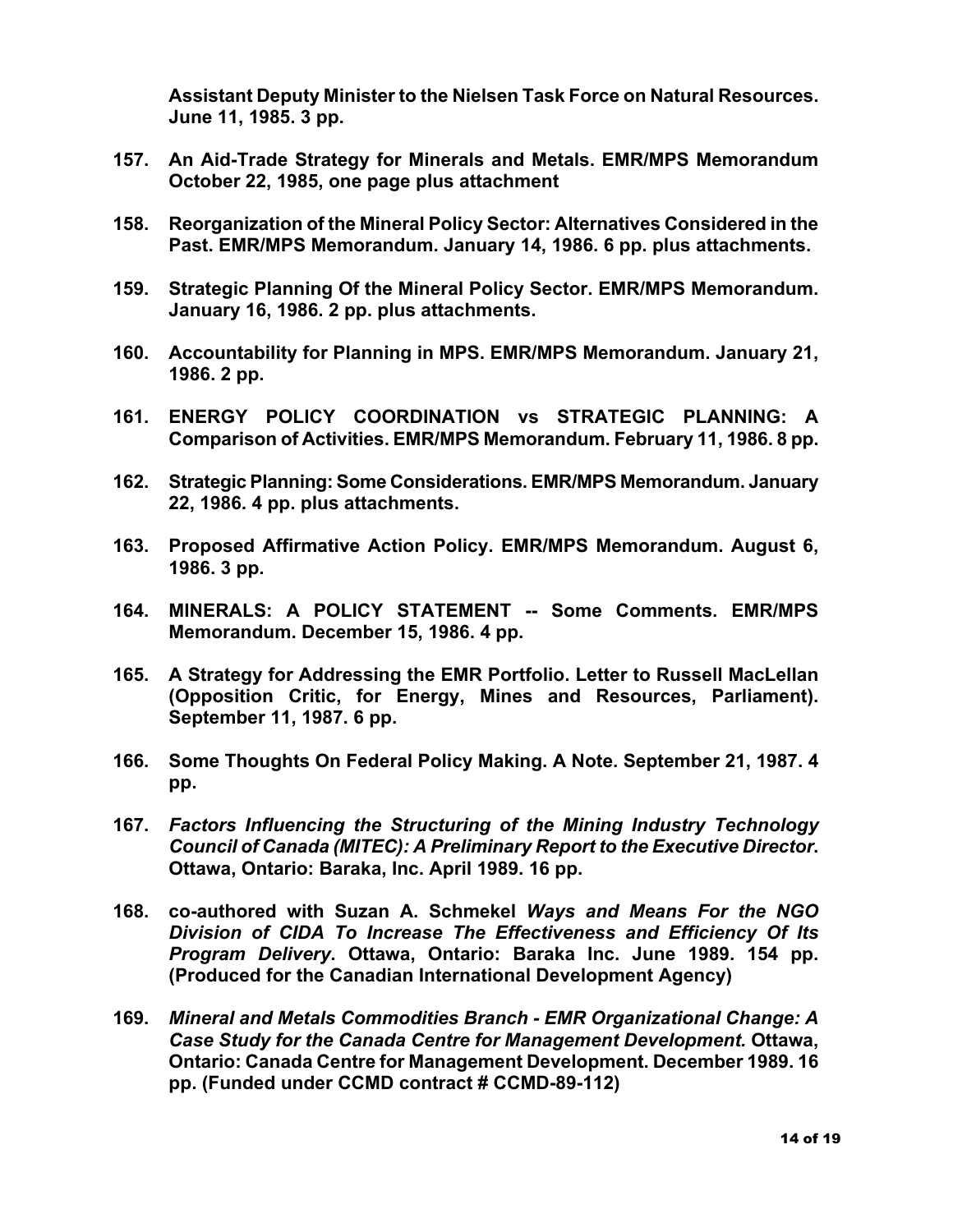**Assistant Deputy Minister to the Nielsen Task Force on Natural Resources. June 11, 1985. 3 pp.**

157. **An Aid-Trade Strategy for Minerals and Metals. EMR/MPS Memorandum October 22, 1985, one page plus attachment**

158. **Reorganization of the Mineral Policy Sector: Alternatives Considered in the Past. EMR/MPS Memorandum. January 14, 1986. 6 pp. plus attachments.**

159. **Strategic Planning Of the Mineral Policy Sector. EMR/MPS Memorandum. January 16, 1986. 2 pp. plus attachments.**

160. **Accountability for Planning in MPS. EMR/MPS Memorandum. January 21, 1986. 2 pp.**

161. **ENERGY POLICY COORDINATION vs STRATEGIC PLANNING: A Comparison of Activities. EMR/MPS Memorandum. February 11, 1986. 8 pp.**

162. **Strategic Planning: Some Considerations. EMR/MPS Memorandum. January 22, 1986. 4 pp. plus attachments.**

163. **Proposed Affirmative Action Policy. EMR/MPS Memorandum. August 6, 1986. 3 pp.**

164. **MINERALS: A POLICY STATEMENT -- Some Comments. EMR/MPS Memorandum. December 15, 1986. 4 pp.**

165. **A Strategy for Addressing the EMR Portfolio. Letter to Russell MacLellan (Opposition Critic, for Energy, Mines and Resources, Parliament). September 11, 1987. 6 pp.**

166. **Some Thoughts On Federal Policy Making. A Note. September 21, 1987. 4 pp.**

167. ***Factors Influencing the Structuring of the Mining Industry Technology Council of Canada (MITEC): A Preliminary Report to the Executive Director*. Ottawa, Ontario: Baraka, Inc. April 1989. 16 pp.**

168. **co-authored with Suzan A. Schmekel *Ways and Means For the NGO Division of CIDA To Increase The Effectiveness and Efficiency Of Its Program Delivery*. Ottawa, Ontario: Baraka Inc. June 1989. 154 pp. (Produced for the Canadian International Development Agency)**

169. ***Mineral and Metals Commodities Branch - EMR Organizational Change: A Case Study for the Canada Centre for Management Development.* Ottawa, Ontario: Canada Centre for Management Development. December 1989. 16 pp. (Funded under CCMD contract # CCMD-89-112)**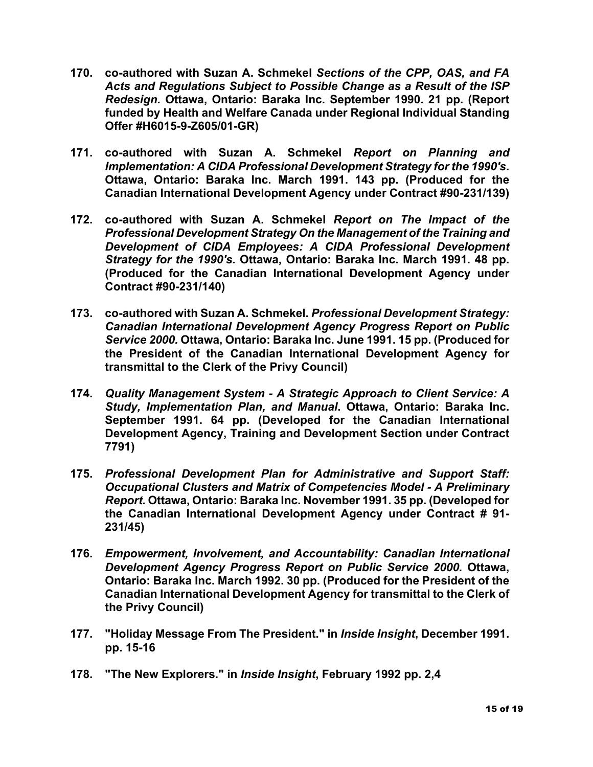**170. co-authored with Suzan A. Schmekel *Sections of the CPP, OAS, and FA Acts and Regulations Subject to Possible Change as a Result of the ISP Redesign.* Ottawa, Ontario: Baraka Inc. September 1990. 21 pp. (Report funded by Health and Welfare Canada under Regional Individual Standing Offer #H6015-9-Z605/01-GR)**

**171. co-authored with Suzan A. Schmekel *Report on Planning and Implementation: A CIDA Professional Development Strategy for the 1990's*. Ottawa, Ontario: Baraka Inc. March 1991. 143 pp. (Produced for the Canadian International Development Agency under Contract #90-231/139)**

**172. co-authored with Suzan A. Schmekel *Report on The Impact of the Professional Development Strategy On the Management of the Training and Development of CIDA Employees: A CIDA Professional Development Strategy for the 1990's.* Ottawa, Ontario: Baraka Inc. March 1991. 48 pp. (Produced for the Canadian International Development Agency under Contract #90-231/140)**

**173. co-authored with Suzan A. Schmekel. *Professional Development Strategy: Canadian International Development Agency Progress Report on Public Service 2000.* Ottawa, Ontario: Baraka Inc. June 1991. 15 pp. (Produced for the President of the Canadian International Development Agency for transmittal to the Clerk of the Privy Council)**

**174. *Quality Management System - A Strategic Approach to Client Service: A Study, Implementation Plan, and Manual*. Ottawa, Ontario: Baraka Inc. September 1991. 64 pp. (Developed for the Canadian International Development Agency, Training and Development Section under Contract 7791)**

**175. *Professional Development Plan for Administrative and Support Staff: Occupational Clusters and Matrix of Competencies Model - A Preliminary Report.* Ottawa, Ontario: Baraka Inc. November 1991. 35 pp. (Developed for the Canadian International Development Agency under Contract # 91-231/45)**

**176. *Empowerment, Involvement, and Accountability: Canadian International Development Agency Progress Report on Public Service 2000.* Ottawa, Ontario: Baraka Inc. March 1992. 30 pp. (Produced for the President of the Canadian International Development Agency for transmittal to the Clerk of the Privy Council)**

**177. "Holiday Message From The President." in *Inside Insight*, December 1991. pp. 15-16**

**178. "The New Explorers." in *Inside Insight*, February 1992 pp. 2,4**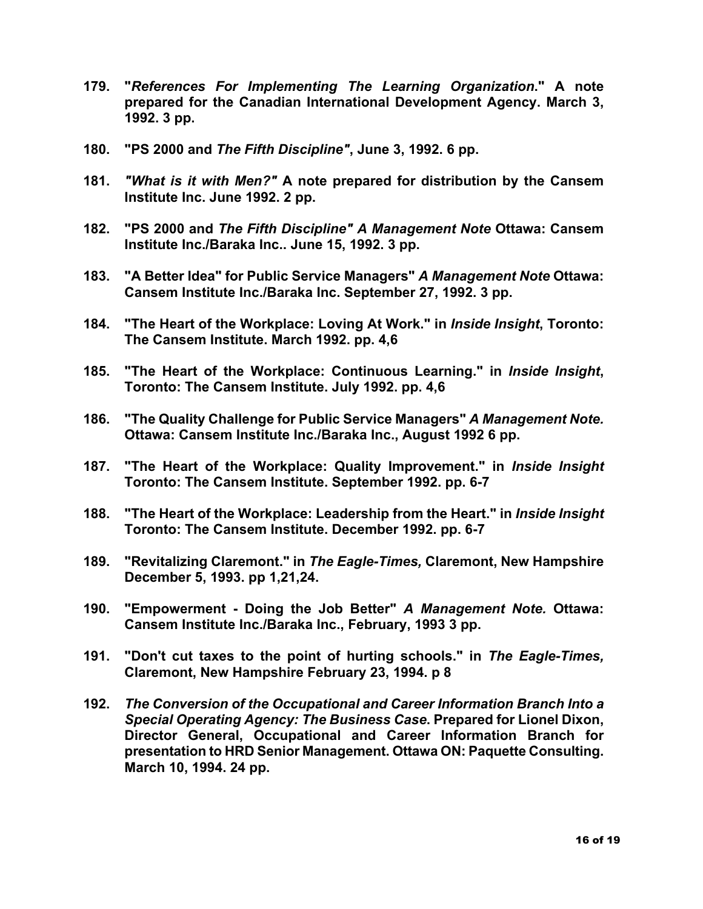179. "*References For Implementing The Learning Organization*." A note prepared for the Canadian International Development Agency. March 3, 1992. 3 pp.

180. "PS 2000 and *The Fifth Discipline"*, June 3, 1992. 6 pp.

181. *"What is it with Men?"* A note prepared for distribution by the Cansem Institute Inc. June 1992. 2 pp.

182. "PS 2000 and *The Fifth Discipline" A Management Note* Ottawa: Cansem Institute Inc./Baraka Inc.. June 15, 1992. 3 pp.

183. "A Better Idea" for Public Service Managers" *A Management Note* Ottawa: Cansem Institute Inc./Baraka Inc. September 27, 1992. 3 pp.

184. "The Heart of the Workplace: Loving At Work." in *Inside Insight*, Toronto: The Cansem Institute. March 1992. pp. 4,6

185. "The Heart of the Workplace: Continuous Learning." in *Inside Insight*, Toronto: The Cansem Institute. July 1992. pp. 4,6

186. "The Quality Challenge for Public Service Managers" *A Management Note.* Ottawa: Cansem Institute Inc./Baraka Inc., August 1992 6 pp.

187. "The Heart of the Workplace: Quality Improvement." in *Inside Insight* Toronto: The Cansem Institute. September 1992. pp. 6-7

188. "The Heart of the Workplace: Leadership from the Heart." in *Inside Insight* Toronto: The Cansem Institute. December 1992. pp. 6-7

189. "Revitalizing Claremont." in *The Eagle-Times,* Claremont, New Hampshire December 5, 1993. pp 1,21,24.

190. "Empowerment - Doing the Job Better" *A Management Note.* Ottawa: Cansem Institute Inc./Baraka Inc., February, 1993 3 pp.

191. "Don't cut taxes to the point of hurting schools." in *The Eagle-Times,* Claremont, New Hampshire February 23, 1994. p 8

192. *The Conversion of the Occupational and Career Information Branch Into a Special Operating Agency: The Business Case*. Prepared for Lionel Dixon, Director General, Occupational and Career Information Branch for presentation to HRD Senior Management. Ottawa ON: Paquette Consulting. March 10, 1994. 24 pp.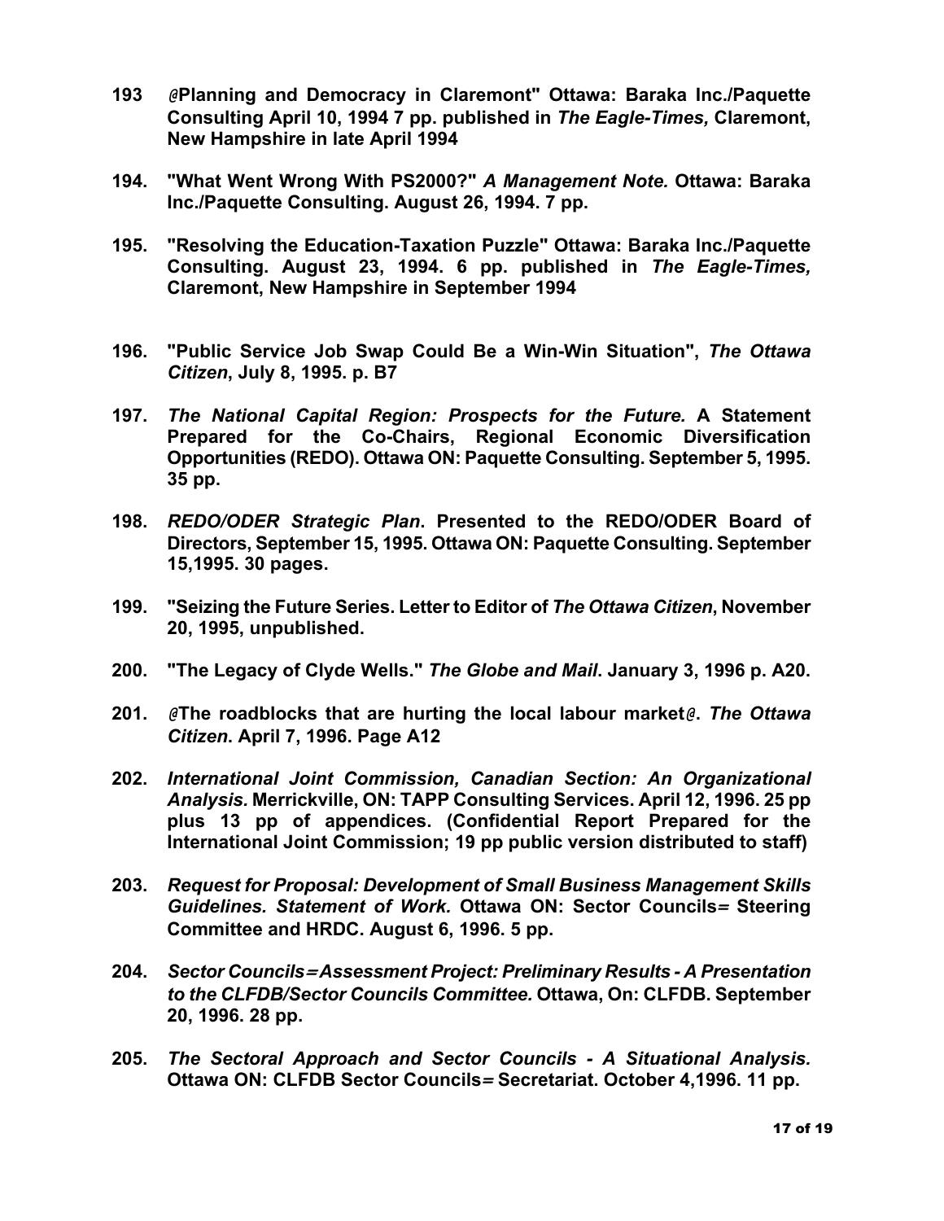193 @Planning and Democracy in Claremont" Ottawa: Baraka Inc./Paquette Consulting April 10, 1994 7 pp. published in *The Eagle-Times,* Claremont, New Hampshire in late April 1994

194. "What Went Wrong With PS2000?" *A Management Note.* Ottawa: Baraka Inc./Paquette Consulting. August 26, 1994. 7 pp.

195. "Resolving the Education-Taxation Puzzle" Ottawa: Baraka Inc./Paquette Consulting. August 23, 1994. 6 pp. published in *The Eagle-Times,* Claremont, New Hampshire in September 1994

196. "Public Service Job Swap Could Be a Win-Win Situation", *The Ottawa Citizen*, July 8, 1995. p. B7

197. *The National Capital Region: Prospects for the Future.* A Statement Prepared for the Co-Chairs, Regional Economic Diversification Opportunities (REDO). Ottawa ON: Paquette Consulting. September 5, 1995. 35 pp.

198. *REDO/ODER Strategic Plan*. Presented to the REDO/ODER Board of Directors, September 15, 1995. Ottawa ON: Paquette Consulting. September 15,1995. 30 pages.

199. "Seizing the Future Series. Letter to Editor of *The Ottawa Citizen*, November 20, 1995, unpublished.

200. "The Legacy of Clyde Wells." *The Globe and Mail*. January 3, 1996 p. A20.

201. @The roadblocks that are hurting the local labour market@. *The Ottawa Citizen*. April 7, 1996. Page A12

202. *International Joint Commission, Canadian Section: An Organizational Analysis.* Merrickville, ON: TAPP Consulting Services. April 12, 1996. 25 pp plus 13 pp of appendices. (Confidential Report Prepared for the International Joint Commission; 19 pp public version distributed to staff)

203. *Request for Proposal: Development of Small Business Management Skills Guidelines. Statement of Work.* Ottawa ON: Sector Councils= Steering Committee and HRDC. August 6, 1996. 5 pp.

204. *Sector Councils= Assessment Project: Preliminary Results - A Presentation to the CLFDB/Sector Councils Committee.* Ottawa, On: CLFDB. September 20, 1996. 28 pp.

205. *The Sectoral Approach and Sector Councils - A Situational Analysis.* Ottawa ON: CLFDB Sector Councils= Secretariat. October 4,1996. 11 pp.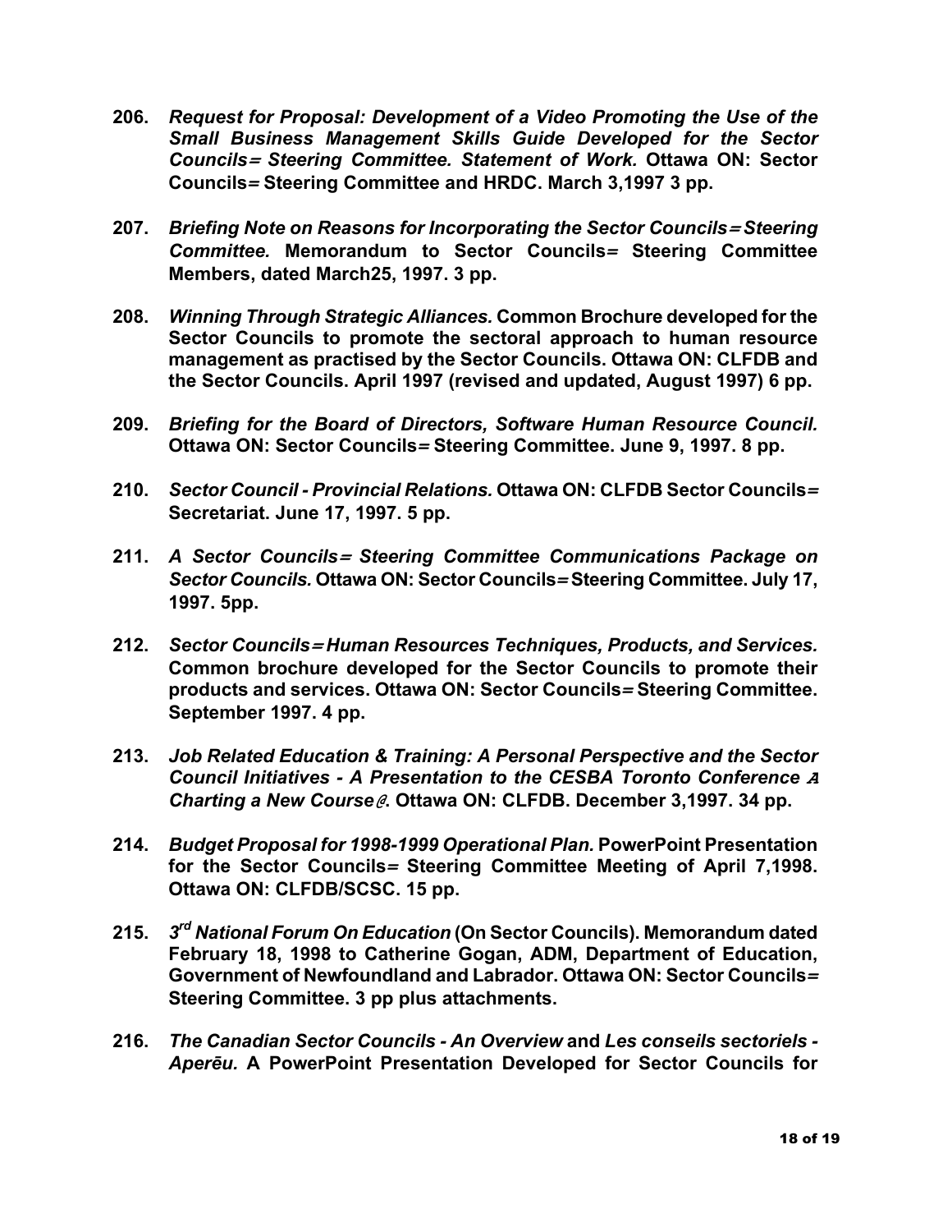206. *Request for Proposal: Development of a Video Promoting the Use of the Small Business Management Skills Guide Developed for the Sector Councils= Steering Committee. Statement of Work.* **Ottawa ON: Sector Councils= Steering Committee and HRDC. March 3,1997 3 pp.**

207. *Briefing Note on Reasons for Incorporating the Sector Councils= Steering Committee.* **Memorandum to Sector Councils= Steering Committee Members, dated March25, 1997. 3 pp.**

208. *Winning Through Strategic Alliances.* **Common Brochure developed for the Sector Councils to promote the sectoral approach to human resource management as practised by the Sector Councils. Ottawa ON: CLFDB and the Sector Councils. April 1997 (revised and updated, August 1997) 6 pp.**

209. *Briefing for the Board of Directors, Software Human Resource Council.* **Ottawa ON: Sector Councils= Steering Committee. June 9, 1997. 8 pp.**

210. *Sector Council - Provincial Relations.* **Ottawa ON: CLFDB Sector Councils= Secretariat. June 17, 1997. 5 pp.**

211. *A Sector Councils= Steering Committee Communications Package on Sector Councils.* **Ottawa ON: Sector Councils= Steering Committee. July 17, 1997. 5pp.**

212. *Sector Councils= Human Resources Techniques, Products, and Services.* **Common brochure developed for the Sector Councils to promote their products and services. Ottawa ON: Sector Councils= Steering Committee. September 1997. 4 pp.**

213. *Job Related Education & Training: A Personal Perspective and the Sector Council Initiatives - A Presentation to the CESBA Toronto Conference A Charting a New Course@.* **Ottawa ON: CLFDB. December 3,1997. 34 pp.**

214. *Budget Proposal for 1998-1999 Operational Plan.* **PowerPoint Presentation for the Sector Councils= Steering Committee Meeting of April 7,1998. Ottawa ON: CLFDB/SCSC. 15 pp.**

215. *3rd National Forum On Education* **(On Sector Councils). Memorandum dated February 18, 1998 to Catherine Gogan, ADM, Department of Education, Government of Newfoundland and Labrador. Ottawa ON: Sector Councils= Steering Committee. 3 pp plus attachments.**

216. *The Canadian Sector Councils - An Overview* **and** *Les conseils sectoriels - Aperēu.* **A PowerPoint Presentation Developed for Sector Councils for**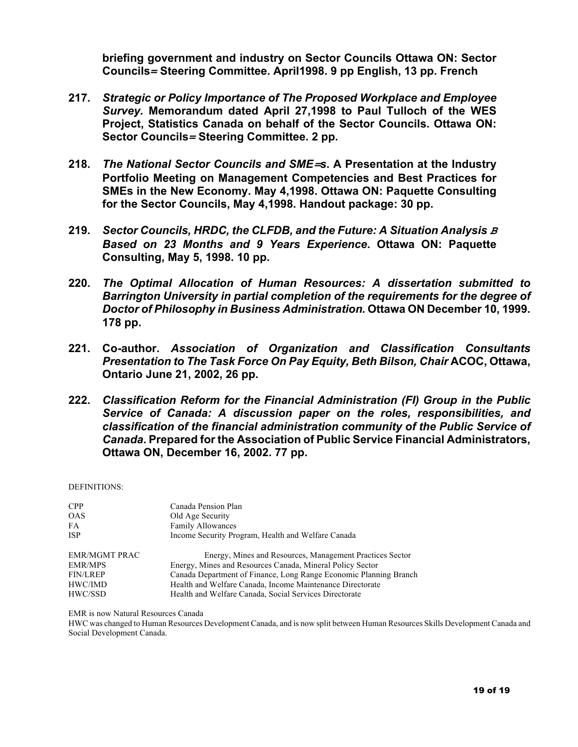**briefing government and industry on Sector Councils Ottawa ON: Sector Councils= Steering Committee. April1998. 9 pp English, 13 pp. French**

**217.** ***Strategic or Policy Importance of The Proposed Workplace and Employee Survey.*** **Memorandum dated April 27,1998 to Paul Tulloch of the WES Project, Statistics Canada on behalf of the Sector Councils. Ottawa ON: Sector Councils= Steering Committee. 2 pp.**

**218.** ***The National Sector Councils and SME=s*****. A Presentation at the Industry Portfolio Meeting on Management Competencies and Best Practices for SMEs in the New Economy. May 4,1998. Ottawa ON: Paquette Consulting for the Sector Councils, May 4,1998. Handout package: 30 pp.**

**219.** ***Sector Councils, HRDC, the CLFDB, and the Future: A Situation Analysis B Based on 23 Months and 9 Years Experience*****. Ottawa ON: Paquette Consulting, May 5, 1998. 10 pp.**

**220.** ***The Optimal Allocation of Human Resources: A dissertation submitted to Barrington University in partial completion of the requirements for the degree of Doctor of Philosophy in Business Administration.*** **Ottawa ON December 10, 1999. 178 pp.**

**221.** **Co-author.** ***Association of Organization and Classification Consultants Presentation to The Task Force On Pay Equity, Beth Bilson, Chair*** **ACOC, Ottawa, Ontario June 21, 2002, 26 pp.**

**222.** ***Classification Reform for the Financial Administration (FI) Group in the Public Service of Canada: A discussion paper on the roles, responsibilities, and classification of the financial administration community of the Public Service of Canada*****. Prepared for the Association of Public Service Financial Administrators, Ottawa ON, December 16, 2002. 77 pp.**

DEFINITIONS:

| | |
|---|---|
| CPP | Canada Pension Plan |
| OAS | Old Age Security |
| FA | Family Allowances |
| ISP | Income Security Program, Health and Welfare Canada |
| EMR/MGMT PRAC | Energy, Mines and Resources, Management Practices Sector |
| EMR/MPS | Energy, Mines and Resources Canada, Mineral Policy Sector |
| FIN/LREP | Canada Department of Finance, Long Range Economic Planning Branch |
| HWC/IMD | Health and Welfare Canada, Income Maintenance Directorate |
| HWC/SSD | Health and Welfare Canada, Social Services Directorate |

EMR is now Natural Resources Canada

HWC was changed to Human Resources Development Canada, and is now split between Human Resources Skills Development Canada and Social Development Canada.